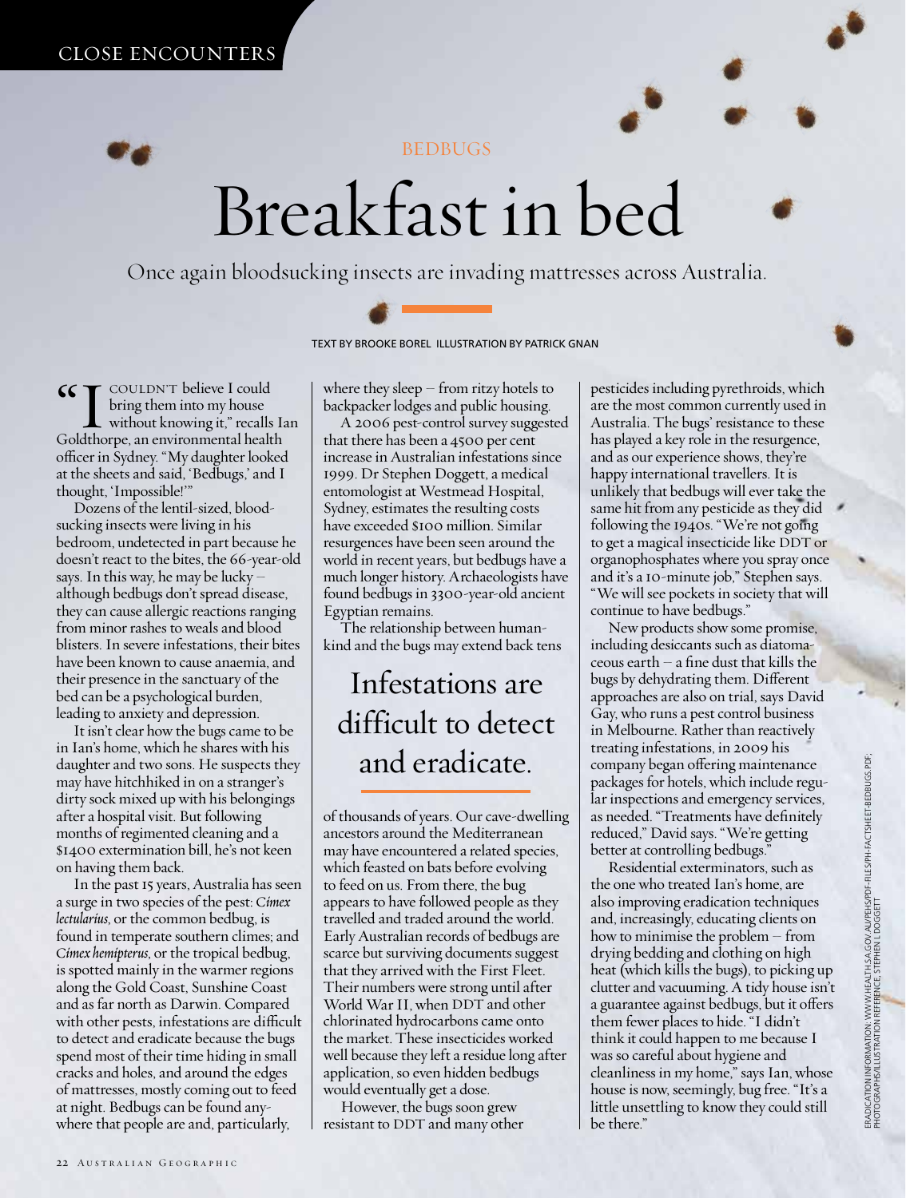BEDBUGS

# Breakfast in bed

Once again bloodsucking insects are invading mattresses across Australia.

TEXT BY BROOKE BOREL ILLUSTRATION BY PATRICK GNAN

"I COULDN'T believe I could bring them into my house without knowing it," recalls Ian Goldthorpe, an environmental health officer in Sydney. "My daughter looked at the sheets and said, 'Bedbugs,' and I thought, 'Impossible!'"

Dozens of the lentil-sized, bloodsucking insects were living in his bedroom, undetected in part because he doesn't react to the bites, the 66-year-old says. In this way, he may be lucky – although bedbugs don't spread disease, they can cause allergic reactions ranging from minor rashes to weals and blood blisters. In severe infestations, their bites have been known to cause anaemia, and their presence in the sanctuary of the bed can be a psychological burden, leading to anxiety and depression.

It isn't clear how the bugs came to be in Ian's home, which he shares with his daughter and two sons. He suspects they may have hitchhiked in on a stranger's dirty sock mixed up with his belongings after a hospital visit. But following months of regimented cleaning and a $1400 extermination bill, he's not keen on having them back.

In the past 15 years, Australia has seen a surge in two species of the pest: *Cimex lectularius*, or the common bedbug, is found in temperate southern climes; and *Cimex hemipterus*, or the tropical bedbug, is spotted mainly in the warmer regions along the Gold Coast, Sunshine Coast and as far north as Darwin. Compared with other pests, infestations are difficult to detect and eradicate because the bugs spend most of their time hiding in small cracks and holes, and around the edges of mattresses, mostly coming out to feed at night. Bedbugs can be found anywhere that people are and, particularly, where they sleep – from ritzy hotels to backpacker lodges and public housing.

A 2006 pest-control survey suggested that there has been a 4500 per cent increase in Australian infestations since 1999. Dr Stephen Doggett, a medical entomologist at Westmead Hospital, Sydney, estimates the resulting costs have exceeded $100 million. Similar resurgences have been seen around the world in recent years, but bedbugs have a much longer history. Archaeologists have found bedbugs in 3300-year-old ancient Egyptian remains.

The relationship between humankind and the bugs may extend back tens of thousands of years. Our cave-dwelling ancestors around the Mediterranean may have encountered a related species, which feasted on bats before evolving to feed on us. From there, the bug appears to have followed people as they travelled and traded around the world. Early Australian records of bedbugs are scarce but surviving documents suggest that they arrived with the First Fleet. Their numbers were strong until after World War II, when DDT and other chlorinated hydrocarbons came onto the market. These insecticides worked well because they left a residue long after application, so even hidden bedbugs would eventually get a dose.

## Infestations are difficult to detect and eradicate.

However, the bugs soon grew resistant to DDT and many other pesticides including pyrethroids, which are the most common currently used in Australia. The bugs' resistance to these has played a key role in the resurgence, and as our experience shows, they're happy international travellers. It is unlikely that bedbugs will ever take the same hit from any pesticide as they did following the 1940s. "We're not going to get a magical insecticide like DDT or organophosphates where you spray once and it's a 10-minute job," Stephen says. "We will see pockets in society that will continue to have bedbugs."

New products show some promise, including desiccants such as diatomaceous earth – a fine dust that kills the bugs by dehydrating them. Different approaches are also on trial, says David Gay, who runs a pest control business in Melbourne. Rather than reactively treating infestations, in 2009 his company began offering maintenance packages for hotels, which include regular inspections and emergency services, as needed. "Treatments have definitely reduced," David says. "We're getting better at controlling bedbugs."

Residential exterminators, such as the one who treated Ian's home, are also improving eradication techniques and, increasingly, educating clients on how to minimise the problem – from drying bedding and clothing on high heat (which kills the bugs), to picking up clutter and vacuuming. A tidy house isn't a guarantee against bedbugs, but it offers them fewer places to hide. "I didn't think it could happen to me because I was so careful about hygiene and cleanliness in my home," says Ian, whose house is now, seemingly, bug free. "It's a little unsettling to know they could still be there."

ERADICATION INFORMATION: WWW.HEALTH.SA.GOV.AU/PEHS/PDF-FILES/PH-FACTSHEET-BEDBUGS.PDF; PHOTOGRAPHS/ILLUSTRATION REFERENCE: STEPHEN L DOGGETT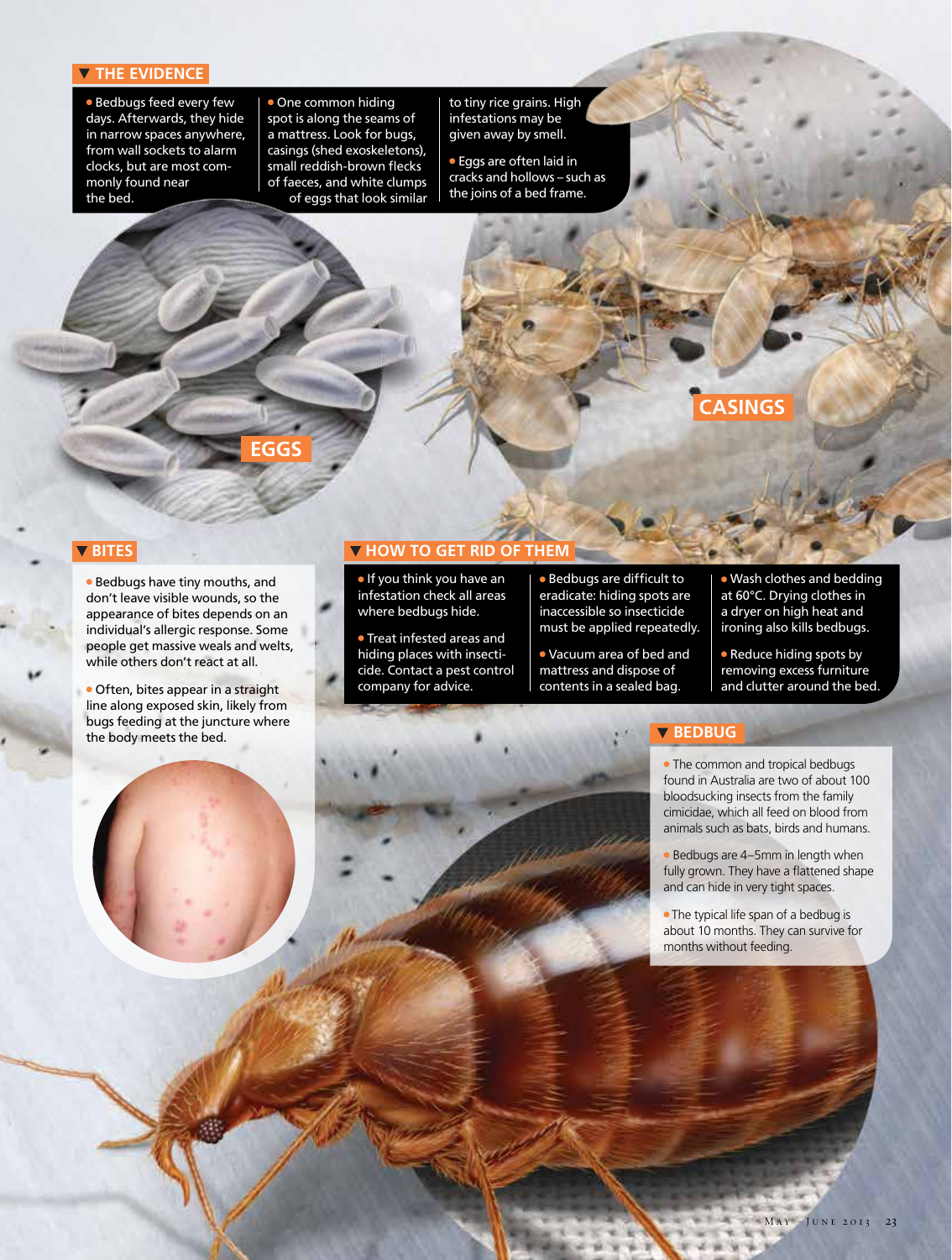## THE EVIDENCE

- Bedbugs feed every few days. Afterwards, they hide in narrow spaces anywhere, from wall sockets to alarm clocks, but are most commonly found near the bed.
- One common hiding spot is along the seams of a mattress. Look for bugs, casings (shed exoskeletons), small reddish-brown flecks of faeces, and white clumps of eggs that look similar to tiny rice grains. High infestations may be given away by smell.
- Eggs are often laid in cracks and hollows – such as the joins of a bed frame.

EGGS

CASINGS

## BITES

- Bedbugs have tiny mouths, and don't leave visible wounds, so the appearance of bites depends on an individual's allergic response. Some people get massive weals and welts, while others don't react at all.
- Often, bites appear in a straight line along exposed skin, likely from bugs feeding at the juncture where the body meets the bed.

## HOW TO GET RID OF THEM

- If you think you have an infestation check all areas where bedbugs hide.
- Treat infested areas and hiding places with insecticide. Contact a pest control company for advice.
- Bedbugs are difficult to eradicate: hiding spots are inaccessible so insecticide must be applied repeatedly.
- Vacuum area of bed and mattress and dispose of contents in a sealed bag.
- Wash clothes and bedding at 60°C. Drying clothes in a dryer on high heat and ironing also kills bedbugs.
- Reduce hiding spots by removing excess furniture and clutter around the bed.

## BEDBUG

- The common and tropical bedbugs found in Australia are two of about 100 bloodsucking insects from the family cimicidae, which all feed on blood from animals such as bats, birds and humans.
- Bedbugs are 4–5mm in length when fully grown. They have a flattened shape and can hide in very tight spaces.
- The typical life span of a bedbug is about 10 months. They can survive for months without feeding.